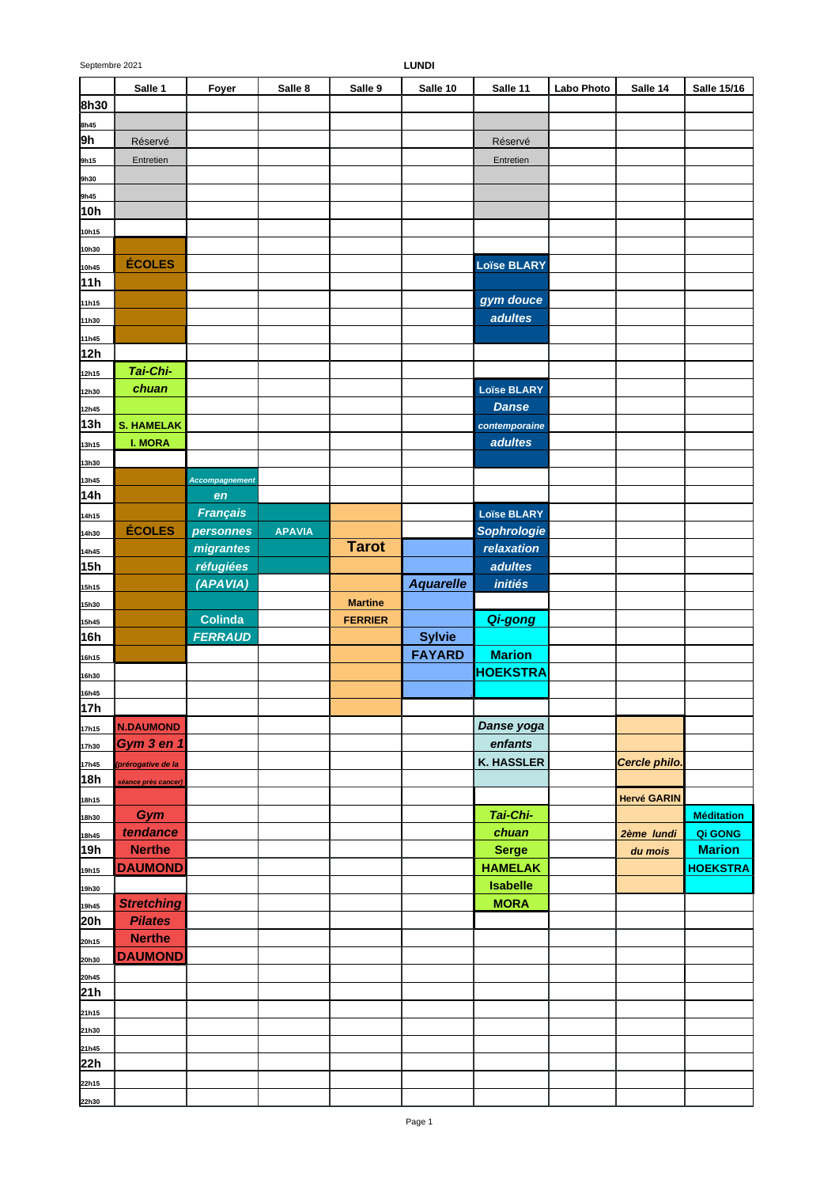Septembre 2021

## LUNDI

| | Salle 1 | Foyer | Salle 8 | Salle 9 | Salle 10 | Salle 11 | Labo Photo | Salle 14 | Salle 15/16 |
|---|---|---|---|---|---|---|---|---|---|
| 8h30 | | | | | | | | | |
| 8h45 | | | | | | | | | |
| 9h | Réservé | | | | | Réservé | | | |
| 9h15 | Entretien | | | | | Entretien | | | |
| 9h30 | | | | | | | | | |
| 9h45 | | | | | | | | | |
| 10h | | | | | | | | | |
| 10h15 | | | | | | | | | |
| 10h30 | | | | | | | | | |
| 10h45 | ÉCOLES | | | | | Loïse BLARY | | | |
| 11h | | | | | | | | | |
| 11h15 | | | | | | gym douce | | | |
| 11h30 | | | | | | adultes | | | |
| 11h45 | | | | | | | | | |
| 12h | | | | | | | | | |
| 12h15 | Tai-Chi- | | | | | | | | |
| 12h30 | chuan | | | | | Loïse BLARY | | | |
| 12h45 | | | | | | Danse | | | |
| 13h | S. HAMELAK | | | | | contemporaine | | | |
| 13h15 | I. MORA | | | | | adultes | | | |
| 13h30 | | | | | | | | | |
| 13h45 | | Accompagnement | | | | | | | |
| 14h | | en | | | | | | | |
| 14h15 | | Français | | | | Loïse BLARY | | | |
| 14h30 | ÉCOLES | personnes | APAVIA | | | Sophrologie | | | |
| 14h45 | | migrantes | | Tarot | | relaxation | | | |
| 15h | | réfugiées | | | | adultes | | | |
| 15h15 | | (APAVIA) | | | Aquarelle | initiés | | | |
| 15h30 | | | | Martine | | | | | |
| 15h45 | | Colinda | | FERRIER | | Qi-gong | | | |
| 16h | | FERRAUD | | | Sylvie | | | | |
| 16h15 | | | | | FAYARD | Marion | | | |
| 16h30 | | | | | | HOEKSTRA | | | |
| 16h45 | | | | | | | | | |
| 17h | | | | | | | | | |
| 17h15 | N.DAUMOND | | | | | Danse yoga | | | |
| 17h30 | Gym 3 en 1 | | | | | enfants | | | |
| 17h45 | (prérogative de la | | | | | K. HASSLER | | Cercle philo. | |
| 18h | séance près cancer) | | | | | | | | |
| 18h15 | | | | | | | | Hervé GARIN | |
| 18h30 | Gym | | | | | Tai-Chi- | | | Méditation |
| 18h45 | tendance | | | | | chuan | | 2ème lundi | Qi GONG |
| 19h | Nerthe | | | | | Serge | | du mois | Marion |
| 19h15 | DAUMOND | | | | | HAMELAK | | | HOEKSTRA |
| 19h30 | | | | | | Isabelle | | | |
| 19h45 | Stretching | | | | | MORA | | | |
| 20h | Pilates | | | | | | | | |
| 20h15 | Nerthe | | | | | | | | |
| 20h30 | DAUMOND | | | | | | | | |
| 20h45 | | | | | | | | | |
| 21h | | | | | | | | | |
| 21h15 | | | | | | | | | |
| 21h30 | | | | | | | | | |
| 21h45 | | | | | | | | | |
| 22h | | | | | | | | | |
| 22h15 | | | | | | | | | |
| 22h30 | | | | | | | | | |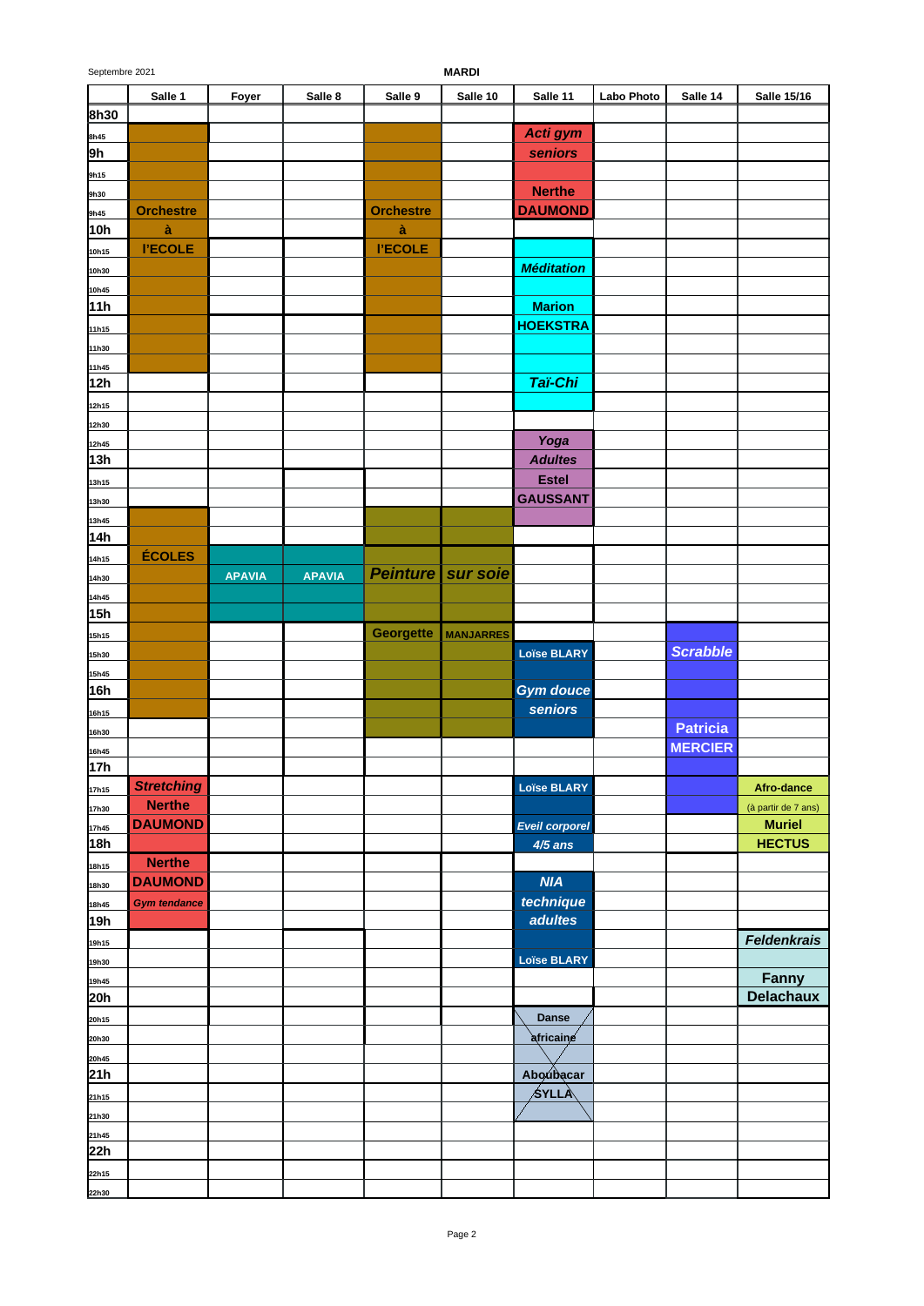Septembre 2021

# MARDI

| | Salle 1 | Foyer | Salle 8 | Salle 9 | Salle 10 | Salle 11 | Labo Photo | Salle 14 | Salle 15/16 |
|---|---|---|---|---|---|---|---|---|---|
| 8h30 | | | | | | | | | |
| 8h45 | | | | | | *Acti gym* | | | |
| 9h | | | | | | *seniors* | | | |
| 9h15 | | | | | | | | | |
| 9h30 | | | | | | Nerthe | | | |
| 9h45 | Orchestre | | | Orchestre | | DAUMOND | | | |
| 10h | à | | | à | | | | | |
| 10h15 | l'ECOLE | | | l'ECOLE | | | | | |
| 10h30 | | | | | | *Méditation* | | | |
| 10h45 | | | | | | | | | |
| 11h | | | | | | Marion | | | |
| 11h15 | | | | | | HOEKSTRA | | | |
| 11h30 | | | | | | | | | |
| 11h45 | | | | | | | | | |
| 12h | | | | | | *Taï-Chi* | | | |
| 12h15 | | | | | | | | | |
| 12h30 | | | | | | | | | |
| 12h45 | | | | | | *Yoga* | | | |
| 13h | | | | | | *Adultes* | | | |
| 13h15 | | | | | | Estel | | | |
| 13h30 | | | | | | GAUSSANT | | | |
| 13h45 | | | | | | | | | |
| 14h | | | | | | | | | |
| 14h15 | ÉCOLES | | | | | | | | |
| 14h30 | | APAVIA | APAVIA | *Peinture* | *sur soie* | | | | |
| 14h45 | | | | | | | | | |
| 15h | | | | | | | | | |
| 15h15 | | | | Georgette | MANJARRES | | | | |
| 15h30 | | | | | | Loïse BLARY | | *Scrabble* | |
| 15h45 | | | | | | | | | |
| 16h | | | | | | *Gym douce* | | | |
| 16h15 | | | | | | *seniors* | | | |
| 16h30 | | | | | | | | Patricia | |
| 16h45 | | | | | | | | MERCIER | |
| 17h | | | | | | | | | |
| 17h15 | *Stretching* | | | | | Loïse BLARY | | | Afro-dance |
| 17h30 | Nerthe | | | | | | | | (à partir de 7 ans) |
| 17h45 | DAUMOND | | | | | *Eveil corporel* | | | Muriel |
| 18h | | | | | | *4/5 ans* | | | HECTUS |
| 18h15 | Nerthe | | | | | | | | |
| 18h30 | DAUMOND | | | | | *NIA* | | | |
| 18h45 | *Gym tendance* | | | | | *technique* | | | |
| 19h | | | | | | *adultes* | | | |
| 19h15 | | | | | | | | | *Feldenkrais* |
| 19h30 | | | | | | Loïse BLARY | | | |
| 19h45 | | | | | | | | | Fanny |
| 20h | | | | | | | | | Delachaux |
| 20h15 | | | | | | ~~Danse~~ | | | |
| 20h30 | | | | | | ~~africaine~~ | | | |
| 20h45 | | | | | | | | | |
| 21h | | | | | | ~~Aboubacar~~ | | | |
| 21h15 | | | | | | ~~SYLLA~~ | | | |
| 21h30 | | | | | | | | | |
| 21h45 | | | | | | | | | |
| 22h | | | | | | | | | |
| 22h15 | | | | | | | | | |
| 22h30 | | | | | | | | | |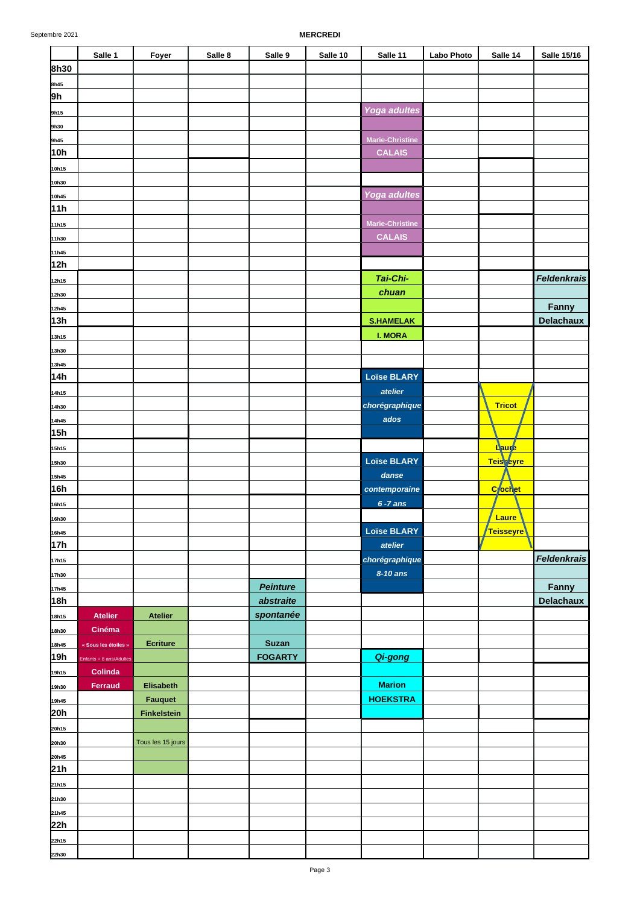Septembre 2021

**MERCREDI**

| | Salle 1 | Foyer | Salle 8 | Salle 9 | Salle 10 | Salle 11 | Labo Photo | Salle 14 | Salle 15/16 |
|---|---|---|---|---|---|---|---|---|---|
| **8h30** | | | | | | | | | |
| 8h45 | | | | | | | | | |
| **9h** | | | | | | | | | |
| 9h15 | | | | | | *Yoga adultes* | | | |
| 9h30 | | | | | | | | | |
| 9h45 | | | | | | Marie-Christine | | | |
| **10h** | | | | | | CALAIS | | | |
| 10h15 | | | | | | | | | |
| 10h30 | | | | | | | | | |
| 10h45 | | | | | | *Yoga adultes* | | | |
| **11h** | | | | | | | | | |
| 11h15 | | | | | | Marie-Christine | | | |
| 11h30 | | | | | | CALAIS | | | |
| 11h45 | | | | | | | | | |
| **12h** | | | | | | | | | |
| 12h15 | | | | | | *Tai-Chi-* | | | *Feldenkrais* |
| 12h30 | | | | | | *chuan* | | | |
| 12h45 | | | | | | | | | Fanny |
| **13h** | | | | | | S.HAMELAK | | | Delachaux |
| 13h15 | | | | | | I. MORA | | | |
| 13h30 | | | | | | | | | |
| 13h45 | | | | | | | | | |
| **14h** | | | | | | Loïse BLARY | | | |
| 14h15 | | | | | | *atelier* | | | |
| 14h30 | | | | | | *chorégraphique* | | Tricot | |
| 14h45 | | | | | | *ados* | | | |
| **15h** | | | | | | | | | |
| 15h15 | | | | | | | | Laure | |
| 15h30 | | | | | | Loïse BLARY | | Teisseyre | |
| 15h45 | | | | | | *danse* | | | |
| **16h** | | | | | | *contemporaine* | | Crochet | |
| 16h15 | | | | | | *6 -7 ans* | | | |
| 16h30 | | | | | | | | Laure | |
| 16h45 | | | | | | Loïse BLARY | | Teisseyre | |
| **17h** | | | | | | *atelier* | | | |
| 17h15 | | | | | | *chorégraphique* | | | *Feldenkrais* |
| 17h30 | | | | | | *8-10 ans* | | | |
| 17h45 | | | | *Peinture* | | | | | Fanny |
| **18h** | | | | *abstraite* | | | | | Delachaux |
| 18h15 | Atelier | Atelier | | *spontanée* | | | | | |
| 18h30 | Cinéma | | | | | | | | |
| 18h45 | « Sous les étoiles » | Ecriture | | Suzan | | | | | |
| **19h** | Enfants + 8 ans/Adultes | | | FOGARTY | | *Qi-gong* | | | |
| 19h15 | Colinda | | | | | | | | |
| 19h30 | Ferraud | Elisabeth | | | | Marion | | | |
| 19h45 | | Fauquet | | | | HOEKSTRA | | | |
| **20h** | | Finkelstein | | | | | | | |
| 20h15 | | | | | | | | | |
| 20h30 | | Tous les 15 jours | | | | | | | |
| 20h45 | | | | | | | | | |
| **21h** | | | | | | | | | |
| 21h15 | | | | | | | | | |
| 21h30 | | | | | | | | | |
| 21h45 | | | | | | | | | |
| **22h** | | | | | | | | | |
| 22h15 | | | | | | | | | |
| 22h30 | | | | | | | | | |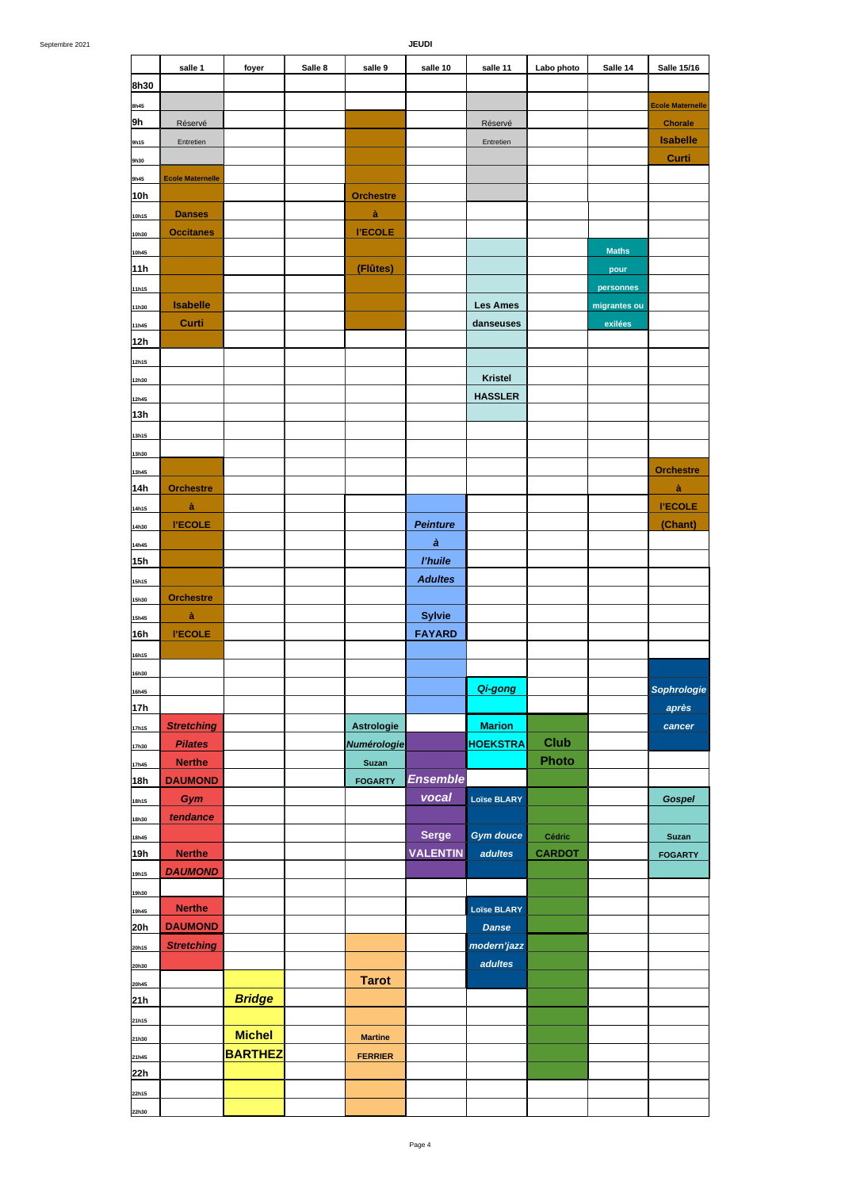Septembre 2021

## JEUDI

| | salle 1 | foyer | Salle 8 | salle 9 | salle 10 | salle 11 | Labo photo | Salle 14 | Salle 15/16 |
|---|---|---|---|---|---|---|---|---|---|
| 8h30 | | | | | | | | | |
| 8h45 | | | | | | | | | Ecole Maternelle |
| 9h | Réservé | | | | | Réservé | | | Chorale |
| 9h15 | Entretien | | | | | Entretien | | | Isabelle |
| 9h30 | | | | | | | | | Curti |
| 9h45 | Ecole Maternelle | | | | | | | | |
| 10h | | | | Orchestre | | | | | |
| 10h15 | Danses | | | à | | | | | |
| 10h30 | Occitanes | | | l'ECOLE | | | | | |
| 10h45 | | | | | | | | Maths | |
| 11h | | | | (Flûtes) | | | | pour | |
| 11h15 | | | | | | | | personnes | |
| 11h30 | Isabelle | | | | | Les Ames | | migrantes ou | |
| 11h45 | Curti | | | | | danseuses | | exilées | |
| 12h | | | | | | | | | |
| 12h15 | | | | | | | | | |
| 12h30 | | | | | | Kristel | | | |
| 12h45 | | | | | | HASSLER | | | |
| 13h | | | | | | | | | |
| 13h15 | | | | | | | | | |
| 13h30 | | | | | | | | | |
| 13h45 | | | | | | | | | Orchestre |
| 14h | Orchestre | | | | | | | | à |
| 14h15 | à | | | | | | | | l'ECOLE |
| 14h30 | l'ECOLE | | | | *Peinture* | | | | (Chant) |
| 14h45 | | | | | *à* | | | | |
| 15h | | | | | *l'huile* | | | | |
| 15h15 | | | | | *Adultes* | | | | |
| 15h30 | Orchestre | | | | | | | | |
| 15h45 | à | | | | Sylvie | | | | |
| 16h | l'ECOLE | | | | FAYARD | | | | |
| 16h15 | | | | | | | | | |
| 16h30 | | | | | | | | | |
| 16h45 | | | | | | *Qi-gong* | | | *Sophrologie* |
| 17h | | | | | | | | | *après* |
| 17h15 | *Stretching* | | | Astrologie | | Marion | | | *cancer* |
| 17h30 | *Pilates* | | | *Numérologie* | | HOEKSTRA | Club | | |
| 17h45 | Nerthe | | | Suzan | | | Photo | | |
| 18h | DAUMOND | | | FOGARTY | *Ensemble* | | | | |
| 18h15 | *Gym* | | | | *vocal* | Loïse BLARY | | | *Gospel* |
| 18h30 | *tendance* | | | | | | | | |
| 18h45 | | | | | Serge | *Gym douce* | Cédric | | Suzan |
| 19h | Nerthe | | | | VALENTIN | *adultes* | CARDOT | | FOGARTY |
| 19h15 | *DAUMOND* | | | | | | | | |
| 19h30 | | | | | | | | | |
| 19h45 | Nerthe | | | | | Loïse BLARY | | | |
| 20h | DAUMOND | | | | | *Danse* | | | |
| 20h15 | *Stretching* | | | | | *modern'jazz* | | | |
| 20h30 | | | | | | *adultes* | | | |
| 20h45 | | | | Tarot | | | | | |
| 21h | | *Bridge* | | | | | | | |
| 21h15 | | | | | | | | | |
| 21h30 | | Michel | | Martine | | | | | |
| 21h45 | | BARTHEZ | | FERRIER | | | | | |
| 22h | | | | | | | | | |
| 22h15 | | | | | | | | | |
| 22h30 | | | | | | | | | |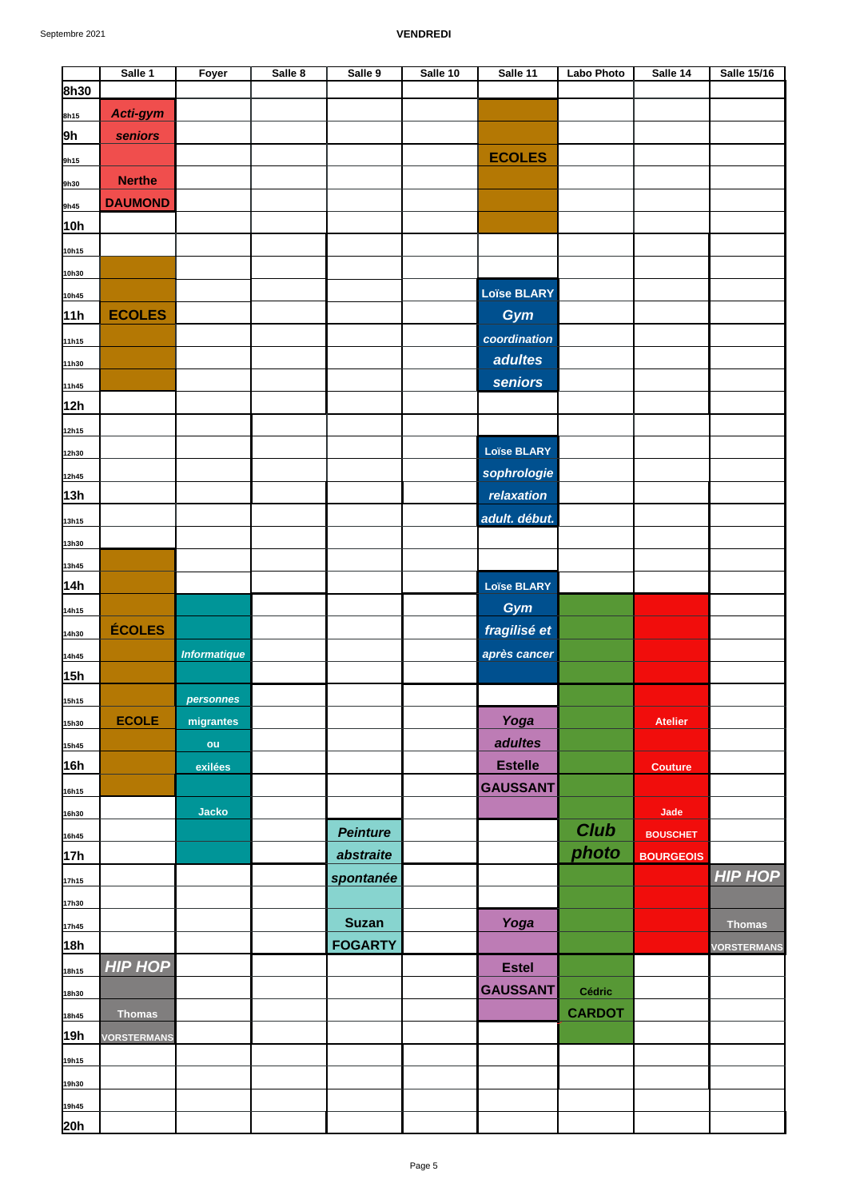Septembre 2021

# VENDREDI

| | Salle 1 | Foyer | Salle 8 | Salle 9 | Salle 10 | Salle 11 | Labo Photo | Salle 14 | Salle 15/16 |
|---|---|---|---|---|---|---|---|---|---|
| 8h30 | | | | | | | | | |
| 8h15 | *Acti-gym* | | | | | | | | |
| 9h | *seniors* | | | | | | | | |
| 9h15 | | | | | | ECOLES | | | |
| 9h30 | Nerthe | | | | | | | | |
| 9h45 | DAUMOND | | | | | | | | |
| 10h | | | | | | | | | |
| 10h15 | | | | | | | | | |
| 10h30 | | | | | | | | | |
| 10h45 | | | | | | Loïse BLARY | | | |
| 11h | ECOLES | | | | | *Gym* | | | |
| 11h15 | | | | | | *coordination* | | | |
| 11h30 | | | | | | *adultes* | | | |
| 11h45 | | | | | | *seniors* | | | |
| 12h | | | | | | | | | |
| 12h15 | | | | | | | | | |
| 12h30 | | | | | | Loïse BLARY | | | |
| 12h45 | | | | | | *sophrologie* | | | |
| 13h | | | | | | *relaxation* | | | |
| 13h15 | | | | | | *adult. début.* | | | |
| 13h30 | | | | | | | | | |
| 13h45 | | | | | | | | | |
| 14h | | | | | | Loïse BLARY | | | |
| 14h15 | | | | | | *Gym* | | | |
| 14h30 | ÉCOLES | | | | | *fragilisé et* | | | |
| 14h45 | | *Informatique* | | | | *après cancer* | | | |
| 15h | | | | | | | | | |
| 15h15 | | *personnes* | | | | | | | |
| 15h30 | ECOLE | migrantes | | | | *Yoga* | | Atelier | |
| 15h45 | | ou | | | | *adultes* | | | |
| 16h | | exilées | | | | Estelle | | Couture | |
| 16h15 | | | | | | GAUSSANT | | | |
| 16h30 | | Jacko | | | | | | Jade | |
| 16h45 | | | | *Peinture* | | | *Club* | BOUSCHET | |
| 17h | | | | *abstraite* | | | *photo* | BOURGEOIS | |
| 17h15 | | | | *spontanée* | | | | | *HIP HOP* |
| 17h30 | | | | | | | | | |
| 17h45 | | | | Suzan | | *Yoga* | | | Thomas |
| 18h | | | | FOGARTY | | | | | VORSTERMANS |
| 18h15 | *HIP HOP* | | | | | Estel | | | |
| 18h30 | | | | | | GAUSSANT | Cédric | | |
| 18h45 | Thomas | | | | | | CARDOT | | |
| 19h | VORSTERMANS | | | | | | | | |
| 19h15 | | | | | | | | | |
| 19h30 | | | | | | | | | |
| 19h45 | | | | | | | | | |
| 20h | | | | | | | | | |